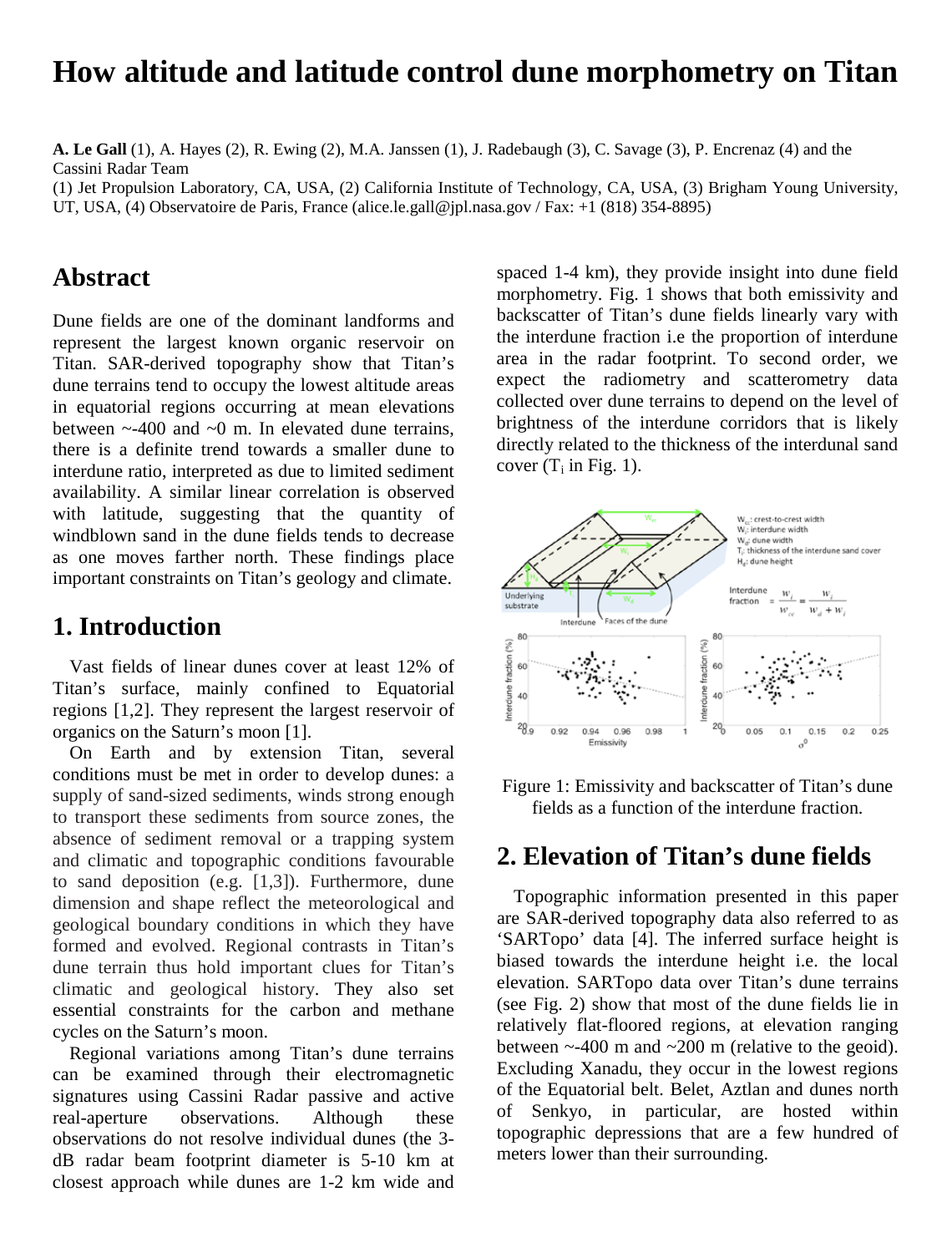# How altitude and latitude control dune morphometry on Titan

**A. Le Gall** (1), A. Hayes (2), R. Ewing (2), M.A. Janssen (1), J. Radebaugh (3), C. Savage (3), P. Encrenaz (4) and the Cassini Radar Team

(1) Jet Propulsion Laboratory, CA, USA, (2) California Institute of Technology, CA, USA, (3) Brigham Young University, UT, USA, (4) Observatoire de Paris, France (alice.le.gall@jpl.nasa.gov / Fax: +1 (818) 354-8895)

## Abstract

Dune fields are one of the dominant landforms and represent the largest known organic reservoir on Titan. SAR-derived topography show that Titan's dune terrains tend to occupy the lowest altitude areas in equatorial regions occurring at mean elevations between ~-400 and ~0 m. In elevated dune terrains, there is a definite trend towards a smaller dune to interdune ratio, interpreted as due to limited sediment availability. A similar linear correlation is observed with latitude, suggesting that the quantity of windblown sand in the dune fields tends to decrease as one moves farther north. These findings place important constraints on Titan's geology and climate.

## 1. Introduction

Vast fields of linear dunes cover at least 12% of Titan's surface, mainly confined to Equatorial regions [1,2]. They represent the largest reservoir of organics on the Saturn's moon [1].

On Earth and by extension Titan, several conditions must be met in order to develop dunes: a supply of sand-sized sediments, winds strong enough to transport these sediments from source zones, the absence of sediment removal or a trapping system and climatic and topographic conditions favourable to sand deposition (e.g. [1,3]). Furthermore, dune dimension and shape reflect the meteorological and geological boundary conditions in which they have formed and evolved. Regional contrasts in Titan's dune terrain thus hold important clues for Titan's climatic and geological history. They also set essential constraints for the carbon and methane cycles on the Saturn's moon.

Regional variations among Titan's dune terrains can be examined through their electromagnetic signatures using Cassini Radar passive and active real-aperture observations. Although these observations do not resolve individual dunes (the 3-dB radar beam footprint diameter is 5-10 km at closest approach while dunes are 1-2 km wide and spaced 1-4 km), they provide insight into dune field morphometry. Fig. 1 shows that both emissivity and backscatter of Titan's dune fields linearly vary with the interdune fraction i.e the proportion of interdune area in the radar footprint. To second order, we expect the radiometry and scatterometry data collected over dune terrains to depend on the level of brightness of the interdune corridors that is likely directly related to the thickness of the interdunal sand cover ($T_i$ in Fig. 1).

Figure 1: Emissivity and backscatter of Titan's dune fields as a function of the interdune fraction.

## 2. Elevation of Titan's dune fields

Topographic information presented in this paper are SAR-derived topography data also referred to as 'SARTopo' data [4]. The inferred surface height is biased towards the interdune height i.e. the local elevation. SARTopo data over Titan's dune terrains (see Fig. 2) show that most of the dune fields lie in relatively flat-floored regions, at elevation ranging between ~-400 m and ~200 m (relative to the geoid). Excluding Xanadu, they occur in the lowest regions of the Equatorial belt. Belet, Aztlan and dunes north of Senkyo, in particular, are hosted within topographic depressions that are a few hundred of meters lower than their surrounding.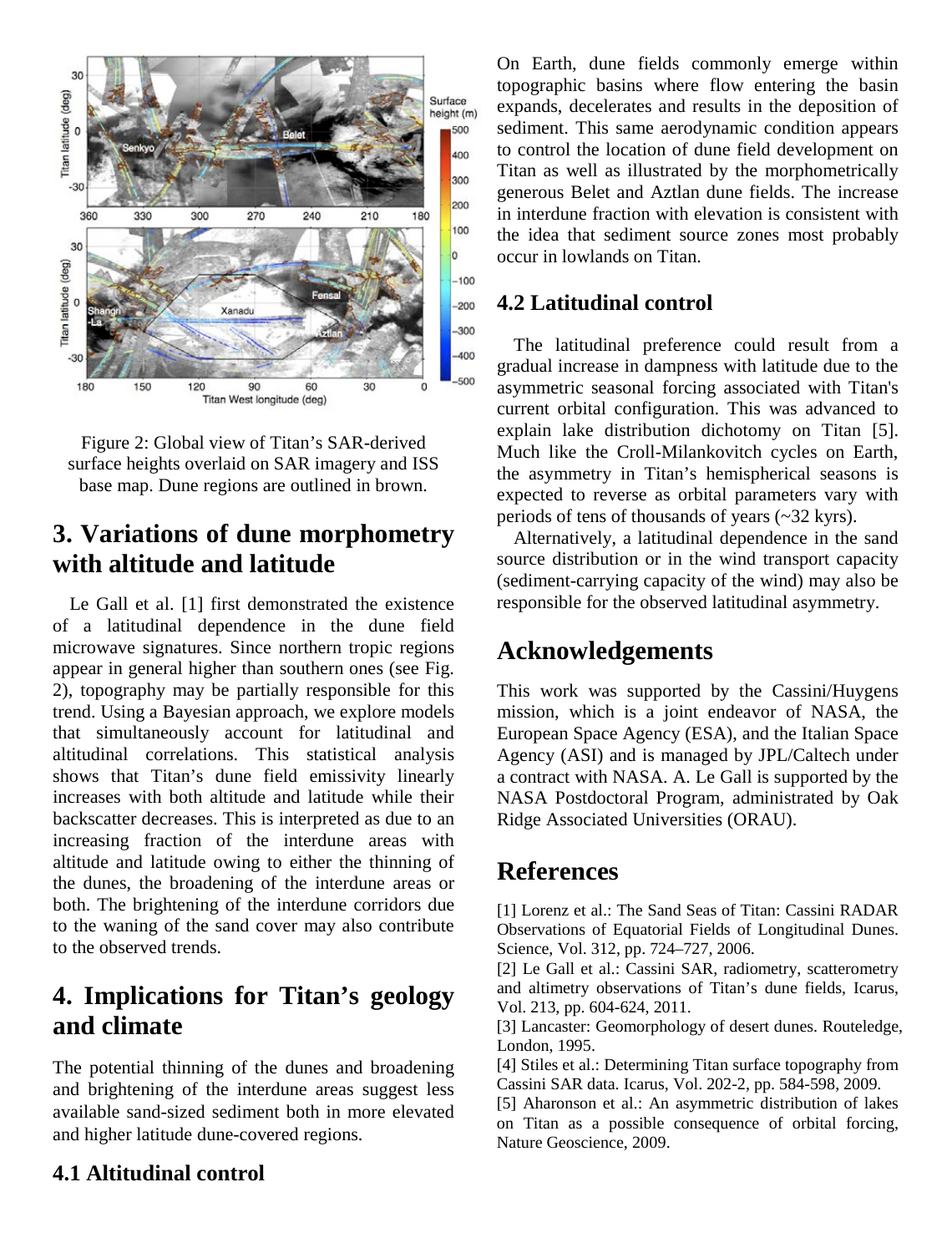30
Titan latitude (deg)
0
Senkyo
Belet
-30
360 330 300 270 240 210 180
30
Titan latitude (deg)
0
Shangri-La
Xanadu
Fensal
Aztlan
-30
180 150 120 90 60 30 0
Titan West longitude (deg)
Surface height (m)
500
400
300
200
100
0
-100
-200
-300
-400
-500

Figure 2: Global view of Titan's SAR-derived surface heights overlaid on SAR imagery and ISS base map. Dune regions are outlined in brown.

# 3. Variations of dune morphometry with altitude and latitude

Le Gall et al. [1] first demonstrated the existence of a latitudinal dependence in the dune field microwave signatures. Since northern tropic regions appear in general higher than southern ones (see Fig. 2), topography may be partially responsible for this trend. Using a Bayesian approach, we explore models that simultaneously account for latitudinal and altitudinal correlations. This statistical analysis shows that Titan's dune field emissivity linearly increases with both altitude and latitude while their backscatter decreases. This is interpreted as due to an increasing fraction of the interdune areas with altitude and latitude owing to either the thinning of the dunes, the broadening of the interdune areas or both. The brightening of the interdune corridors due to the waning of the sand cover may also contribute to the observed trends.

# 4. Implications for Titan's geology and climate

The potential thinning of the dunes and broadening and brightening of the interdune areas suggest less available sand-sized sediment both in more elevated and higher latitude dune-covered regions.

## 4.1 Altitudinal control

On Earth, dune fields commonly emerge within topographic basins where flow entering the basin expands, decelerates and results in the deposition of sediment. This same aerodynamic condition appears to control the location of dune field development on Titan as well as illustrated by the morphometrically generous Belet and Aztlan dune fields. The increase in interdune fraction with elevation is consistent with the idea that sediment source zones most probably occur in lowlands on Titan.

## 4.2 Latitudinal control

The latitudinal preference could result from a gradual increase in dampness with latitude due to the asymmetric seasonal forcing associated with Titan's current orbital configuration. This was advanced to explain lake distribution dichotomy on Titan [5]. Much like the Croll-Milankovitch cycles on Earth, the asymmetry in Titan's hemispherical seasons is expected to reverse as orbital parameters vary with periods of tens of thousands of years (~32 kyrs).

Alternatively, a latitudinal dependence in the sand source distribution or in the wind transport capacity (sediment-carrying capacity of the wind) may also be responsible for the observed latitudinal asymmetry.

# Acknowledgements

This work was supported by the Cassini/Huygens mission, which is a joint endeavor of NASA, the European Space Agency (ESA), and the Italian Space Agency (ASI) and is managed by JPL/Caltech under a contract with NASA. A. Le Gall is supported by the NASA Postdoctoral Program, administrated by Oak Ridge Associated Universities (ORAU).

# References

[1] Lorenz et al.: The Sand Seas of Titan: Cassini RADAR Observations of Equatorial Fields of Longitudinal Dunes. Science, Vol. 312, pp. 724–727, 2006.

[2] Le Gall et al.: Cassini SAR, radiometry, scatterometry and altimetry observations of Titan's dune fields, Icarus, Vol. 213, pp. 604-624, 2011.

[3] Lancaster: Geomorphology of desert dunes. Routeledge, London, 1995.

[4] Stiles et al.: Determining Titan surface topography from Cassini SAR data. Icarus, Vol. 202-2, pp. 584-598, 2009.

[5] Aharonson et al.: An asymmetric distribution of lakes on Titan as a possible consequence of orbital forcing, Nature Geoscience, 2009.